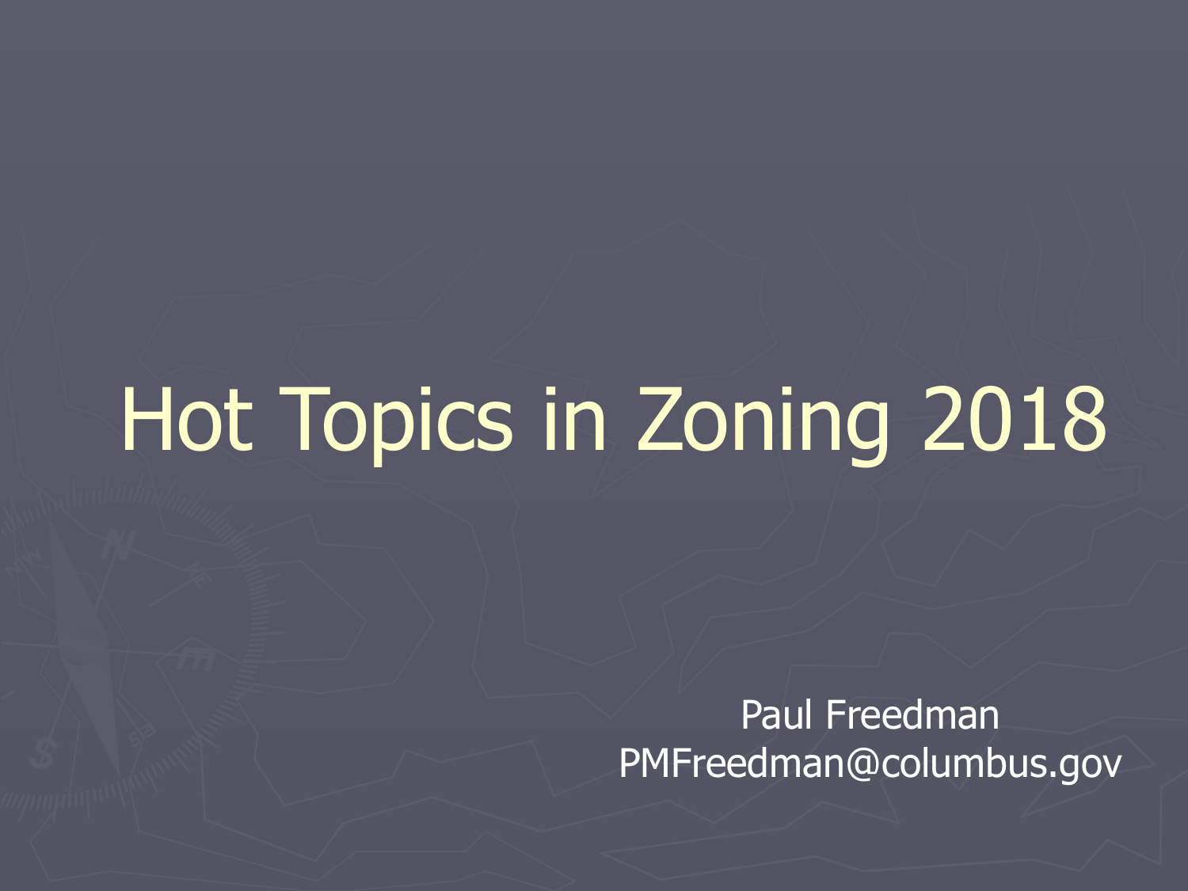# Hot Topics in Zoning 2018

Paul Freedman
PMFreedman@columbus.gov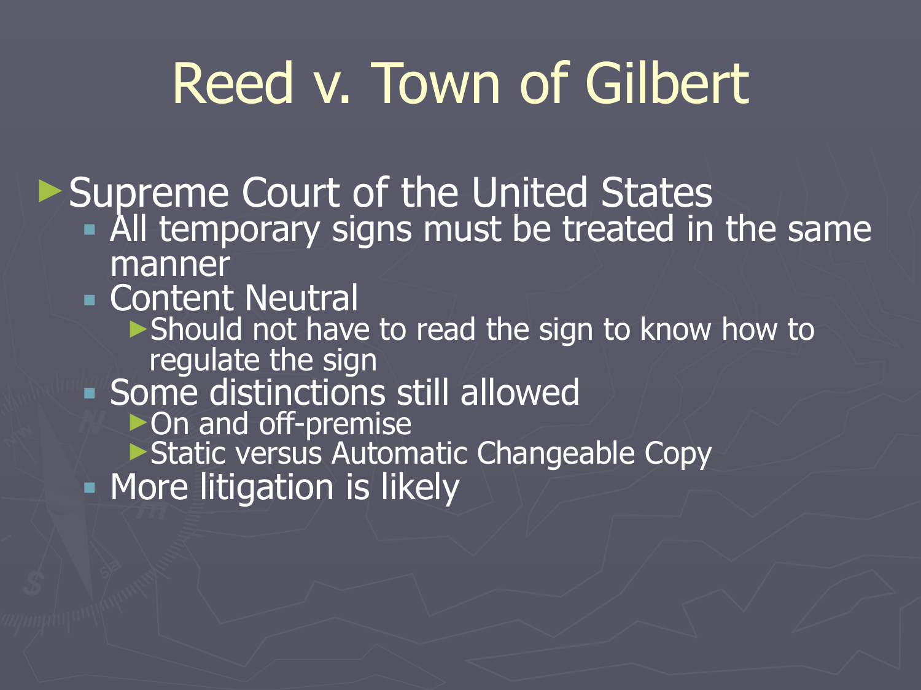# Reed v. Town of Gilbert

- Supreme Court of the United States
  - All temporary signs must be treated in the same manner
  - Content Neutral
    - Should not have to read the sign to know how to regulate the sign
  - Some distinctions still allowed
    - On and off-premise
    - Static versus Automatic Changeable Copy
  - More litigation is likely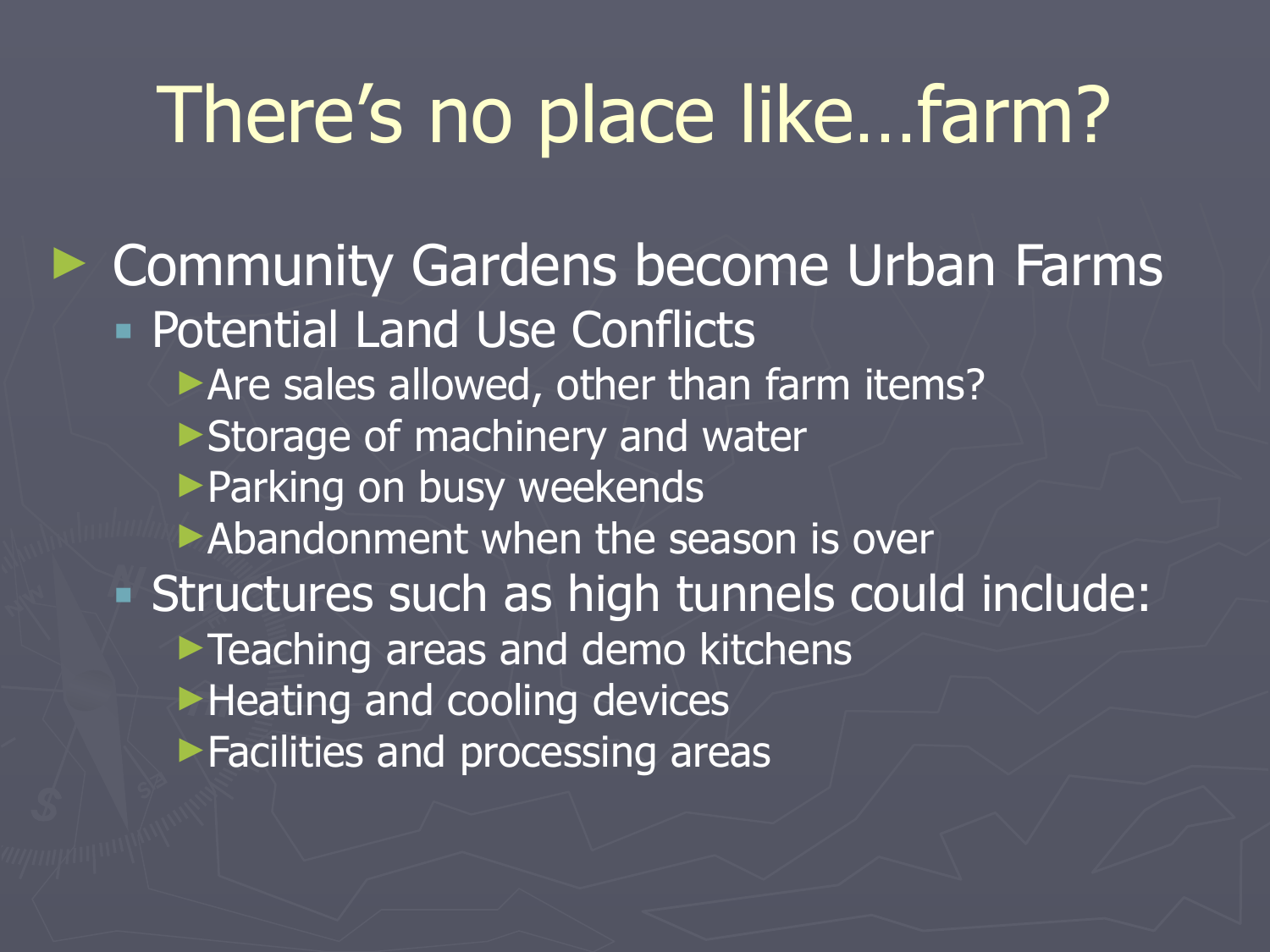# There's no place like…farm?

- Community Gardens become Urban Farms
  - Potential Land Use Conflicts
    - Are sales allowed, other than farm items?
    - Storage of machinery and water
    - Parking on busy weekends
    - Abandonment when the season is over
  - Structures such as high tunnels could include:
    - Teaching areas and demo kitchens
    - Heating and cooling devices
    - Facilities and processing areas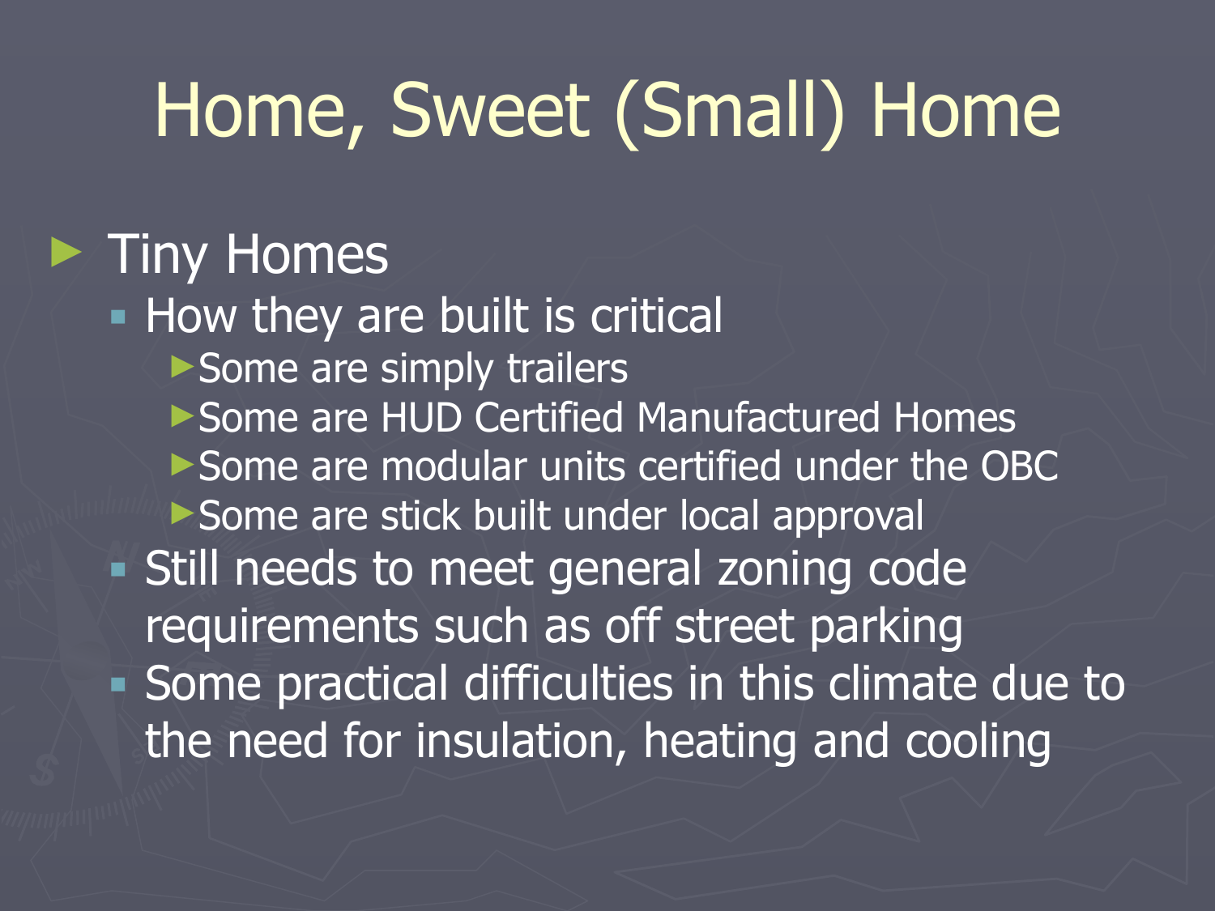# Home, Sweet (Small) Home

- Tiny Homes
  - How they are built is critical
    - Some are simply trailers
    - Some are HUD Certified Manufactured Homes
    - Some are modular units certified under the OBC
    - Some are stick built under local approval
  - Still needs to meet general zoning code requirements such as off street parking
  - Some practical difficulties in this climate due to the need for insulation, heating and cooling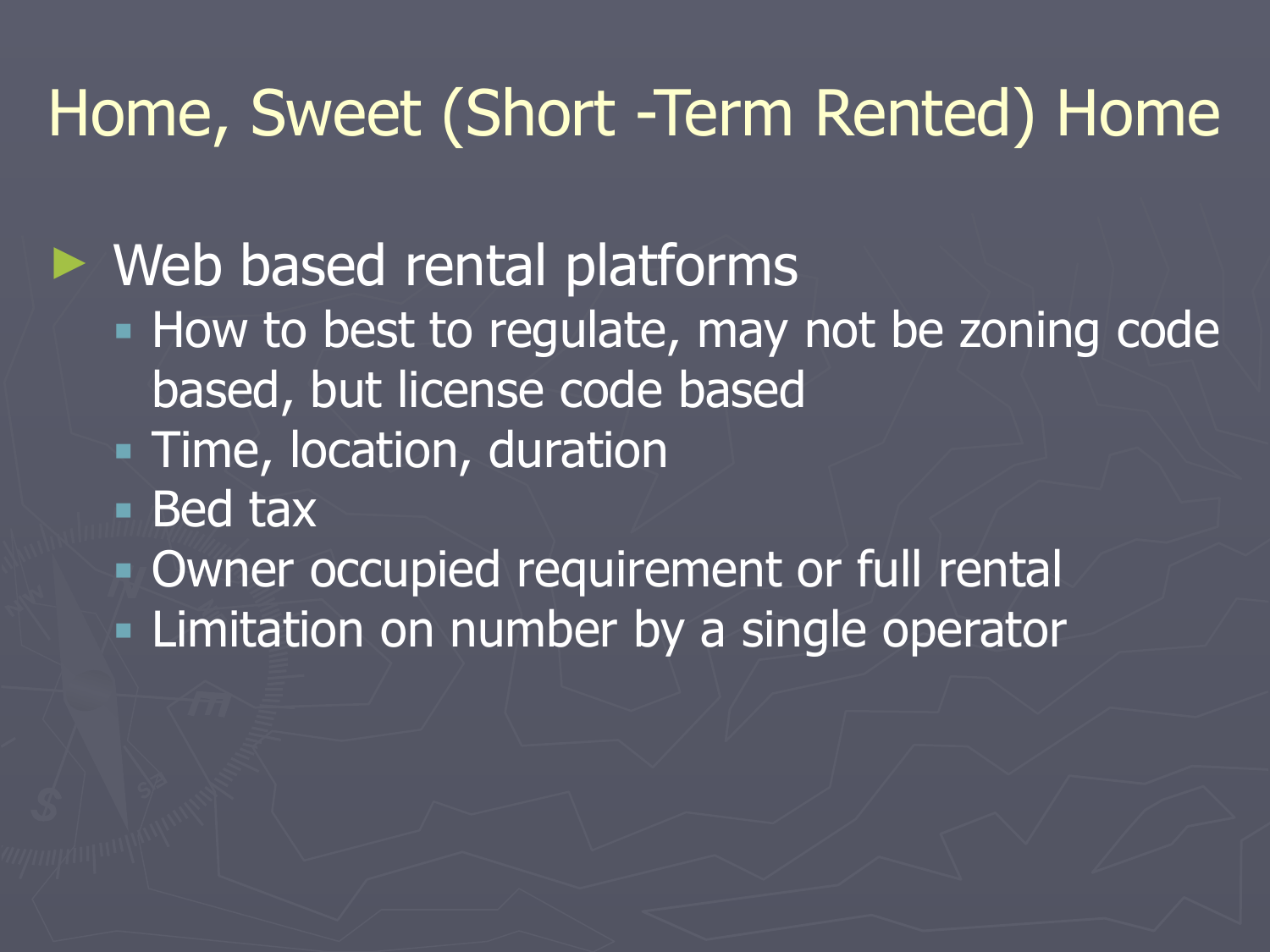# Home, Sweet (Short -Term Rented) Home

- Web based rental platforms
  - How to best to regulate, may not be zoning code based, but license code based
  - Time, location, duration
  - Bed tax
  - Owner occupied requirement or full rental
  - Limitation on number by a single operator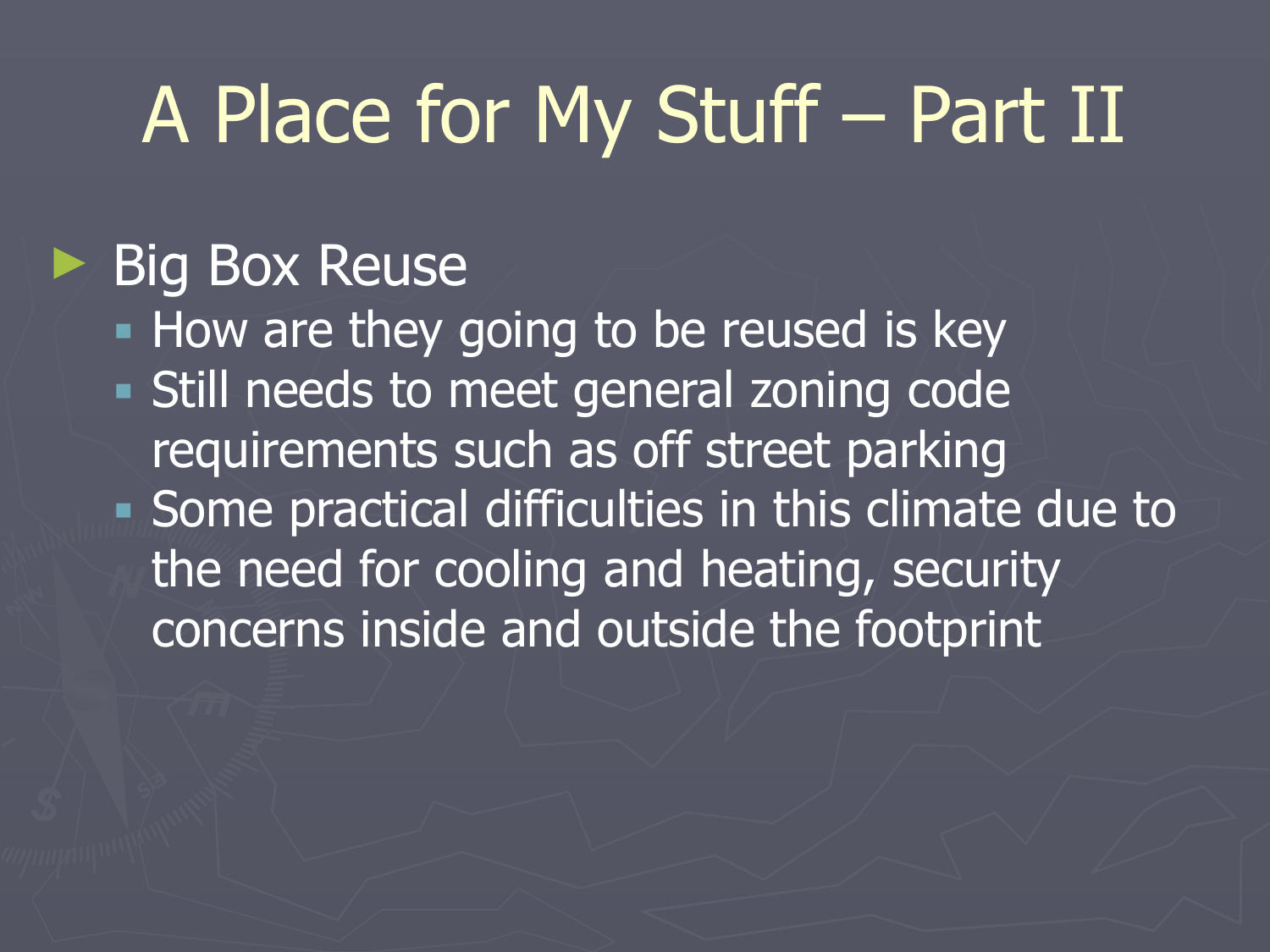# A Place for My Stuff – Part II

- Big Box Reuse
  - How are they going to be reused is key
  - Still needs to meet general zoning code requirements such as off street parking
  - Some practical difficulties in this climate due to the need for cooling and heating, security concerns inside and outside the footprint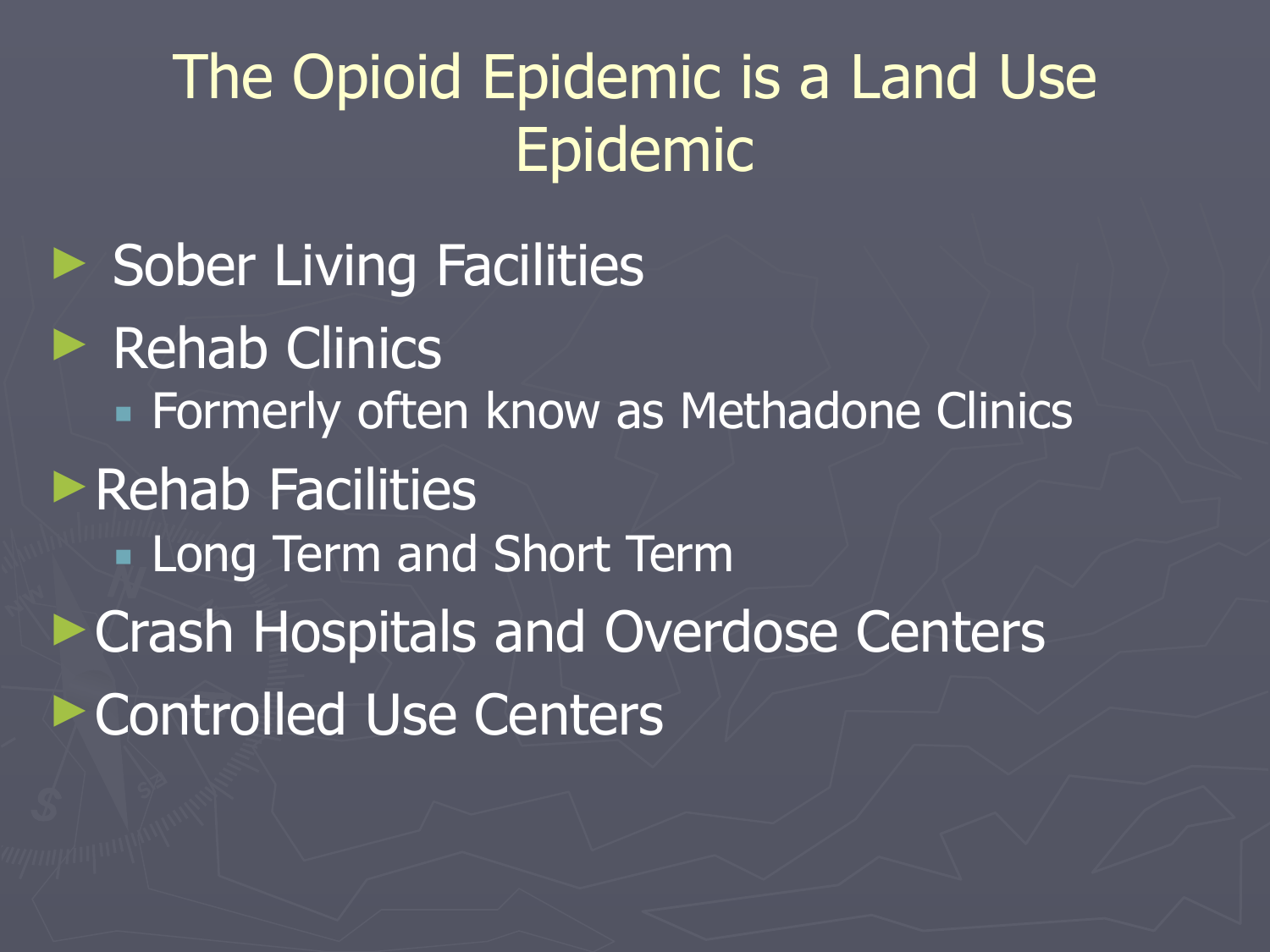# The Opioid Epidemic is a Land Use Epidemic

- Sober Living Facilities
- Rehab Clinics
  - Formerly often know as Methadone Clinics
- Rehab Facilities
  - Long Term and Short Term
- Crash Hospitals and Overdose Centers
- Controlled Use Centers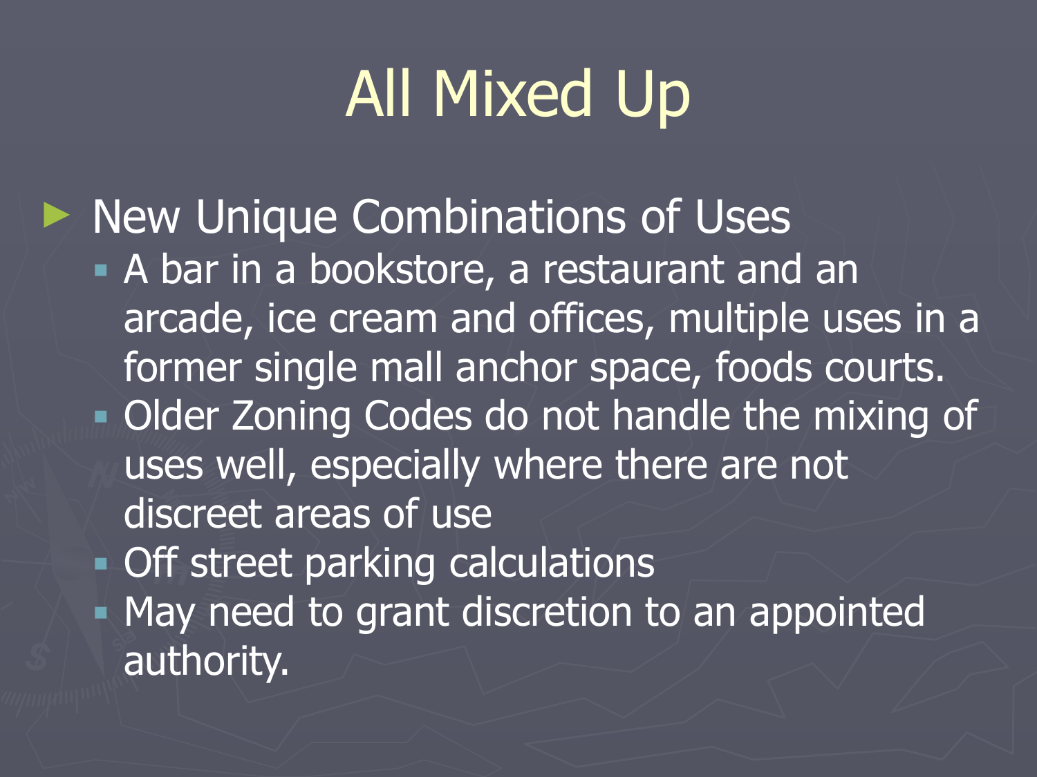# All Mixed Up

- New Unique Combinations of Uses
  - A bar in a bookstore, a restaurant and an arcade, ice cream and offices, multiple uses in a former single mall anchor space, foods courts.
  - Older Zoning Codes do not handle the mixing of uses well, especially where there are not discreet areas of use
  - Off street parking calculations
  - May need to grant discretion to an appointed authority.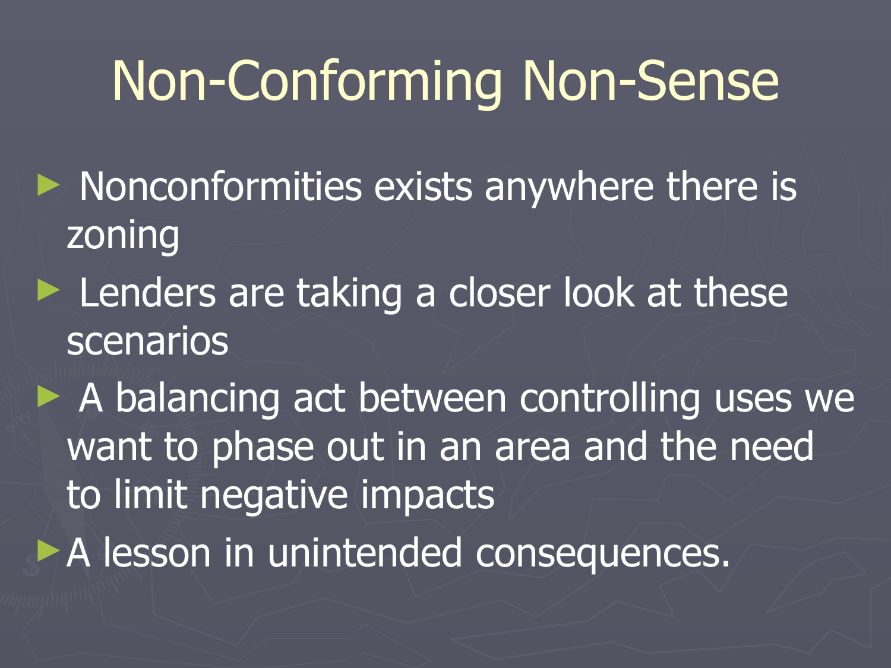# Non-Conforming Non-Sense

- Nonconformities exists anywhere there is zoning
- Lenders are taking a closer look at these scenarios
- A balancing act between controlling uses we want to phase out in an area and the need to limit negative impacts
- A lesson in unintended consequences.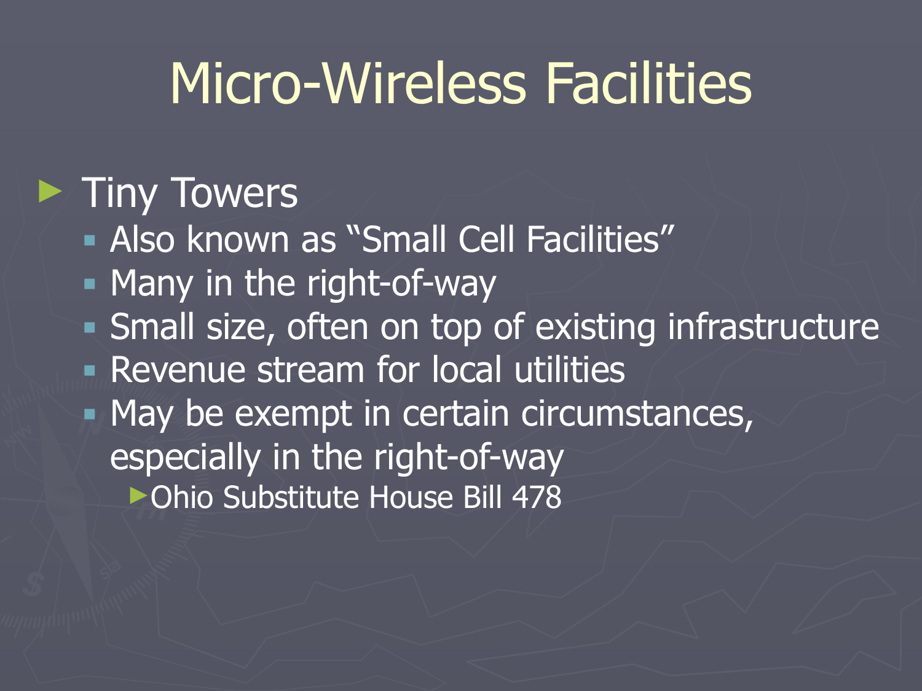# Micro-Wireless Facilities

- Tiny Towers
  - Also known as “Small Cell Facilities”
  - Many in the right-of-way
  - Small size, often on top of existing infrastructure
  - Revenue stream for local utilities
  - May be exempt in certain circumstances, especially in the right-of-way
    - Ohio Substitute House Bill 478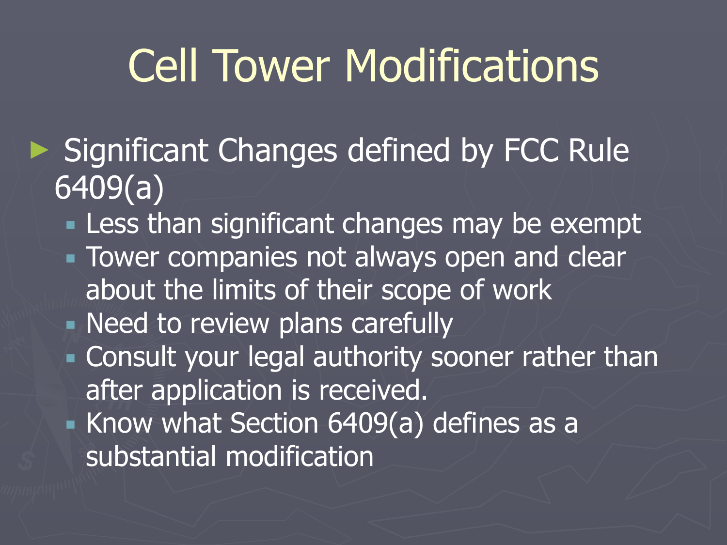# Cell Tower Modifications

- Significant Changes defined by FCC Rule 6409(a)
  - Less than significant changes may be exempt
  - Tower companies not always open and clear about the limits of their scope of work
  - Need to review plans carefully
  - Consult your legal authority sooner rather than after application is received.
  - Know what Section 6409(a) defines as a substantial modification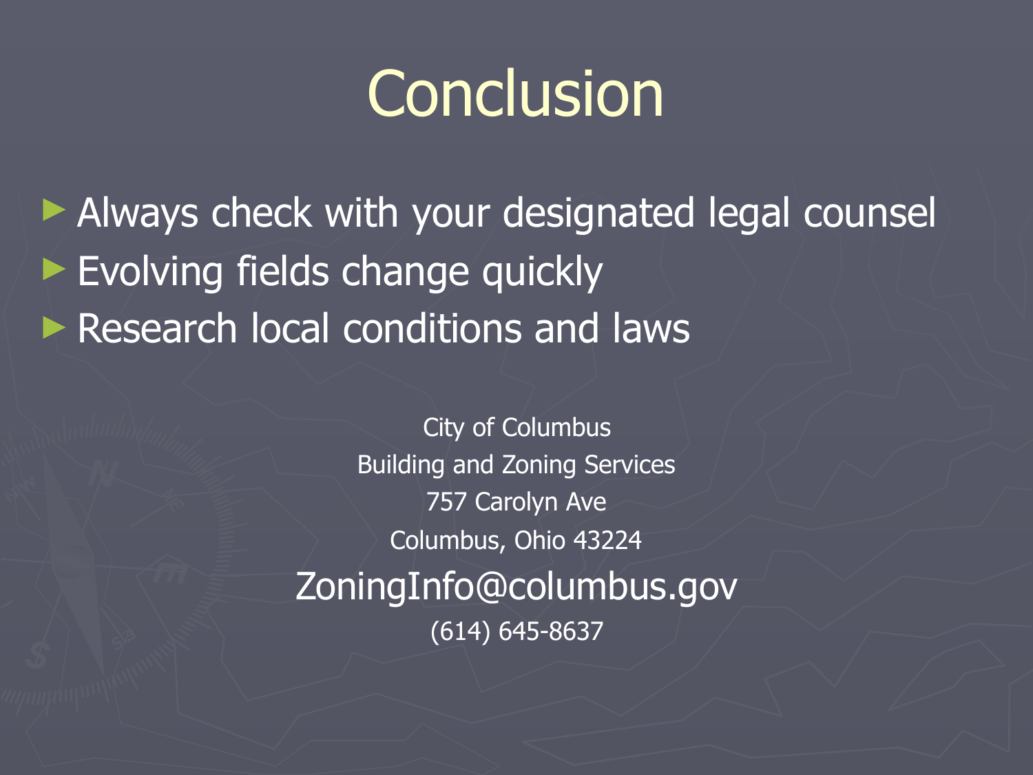# Conclusion

- Always check with your designated legal counsel
- Evolving fields change quickly
- Research local conditions and laws

City of Columbus

Building and Zoning Services

757 Carolyn Ave

Columbus, Ohio 43224

ZoningInfo@columbus.gov

(614) 645-8637